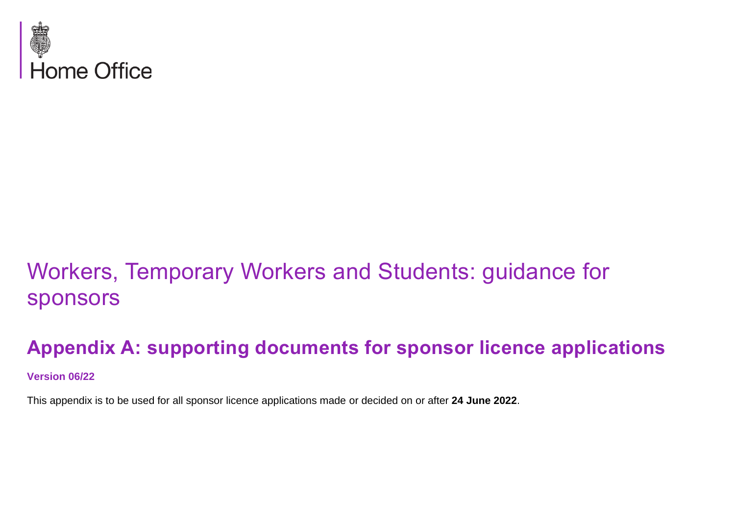Home Office

# Workers, Temporary Workers and Students: guidance for sponsors

## Appendix A: supporting documents for sponsor licence applications

**Version 06/22**

This appendix is to be used for all sponsor licence applications made or decided on or after **24 June 2022**.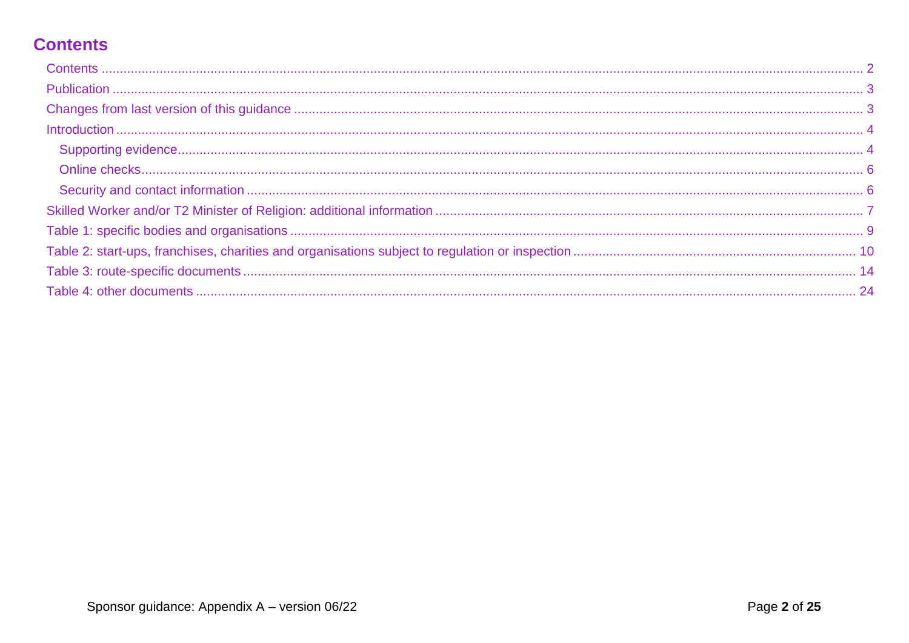# Contents

- Contents ... 2
- Publication ... 3
- Changes from last version of this guidance ... 3
- Introduction ... 4
  - Supporting evidence ... 4
  - Online checks ... 6
  - Security and contact information ... 6
- Skilled Worker and/or T2 Minister of Religion: additional information ... 7
- Table 1: specific bodies and organisations ... 9
- Table 2: start-ups, franchises, charities and organisations subject to regulation or inspection ... 10
- Table 3: route-specific documents ... 14
- Table 4: other documents ... 24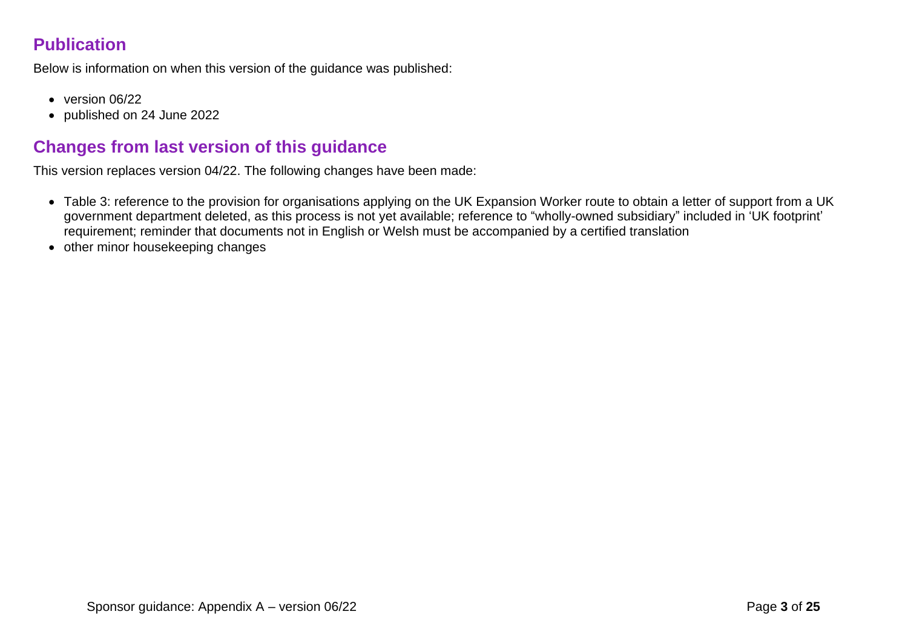## Publication

Below is information on when this version of the guidance was published:

- version 06/22
- published on 24 June 2022

## Changes from last version of this guidance

This version replaces version 04/22. The following changes have been made:

- Table 3: reference to the provision for organisations applying on the UK Expansion Worker route to obtain a letter of support from a UK government department deleted, as this process is not yet available; reference to "wholly-owned subsidiary" included in 'UK footprint' requirement; reminder that documents not in English or Welsh must be accompanied by a certified translation
- other minor housekeeping changes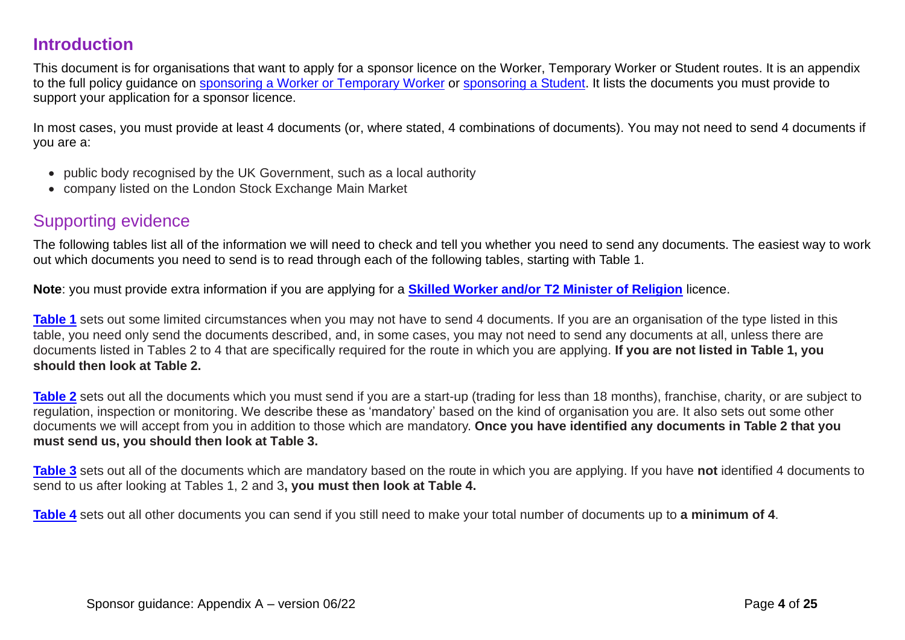## Introduction

This document is for organisations that want to apply for a sponsor licence on the Worker, Temporary Worker or Student routes. It is an appendix to the full policy guidance on sponsoring a Worker or Temporary Worker or sponsoring a Student. It lists the documents you must provide to support your application for a sponsor licence.

In most cases, you must provide at least 4 documents (or, where stated, 4 combinations of documents). You may not need to send 4 documents if you are a:

- public body recognised by the UK Government, such as a local authority
- company listed on the London Stock Exchange Main Market

## Supporting evidence

The following tables list all of the information we will need to check and tell you whether you need to send any documents. The easiest way to work out which documents you need to send is to read through each of the following tables, starting with Table 1.

**Note**: you must provide extra information if you are applying for a **Skilled Worker and/or T2 Minister of Religion** licence.

**Table 1** sets out some limited circumstances when you may not have to send 4 documents. If you are an organisation of the type listed in this table, you need only send the documents described, and, in some cases, you may not need to send any documents at all, unless there are documents listed in Tables 2 to 4 that are specifically required for the route in which you are applying. **If you are not listed in Table 1, you should then look at Table 2.**

**Table 2** sets out all the documents which you must send if you are a start-up (trading for less than 18 months), franchise, charity, or are subject to regulation, inspection or monitoring. We describe these as 'mandatory' based on the kind of organisation you are. It also sets out some other documents we will accept from you in addition to those which are mandatory. **Once you have identified any documents in Table 2 that you must send us, you should then look at Table 3.**

**Table 3** sets out all of the documents which are mandatory based on the route in which you are applying. If you have **not** identified 4 documents to send to us after looking at Tables 1, 2 and 3**, you must then look at Table 4.**

**Table 4** sets out all other documents you can send if you still need to make your total number of documents up to **a minimum of 4**.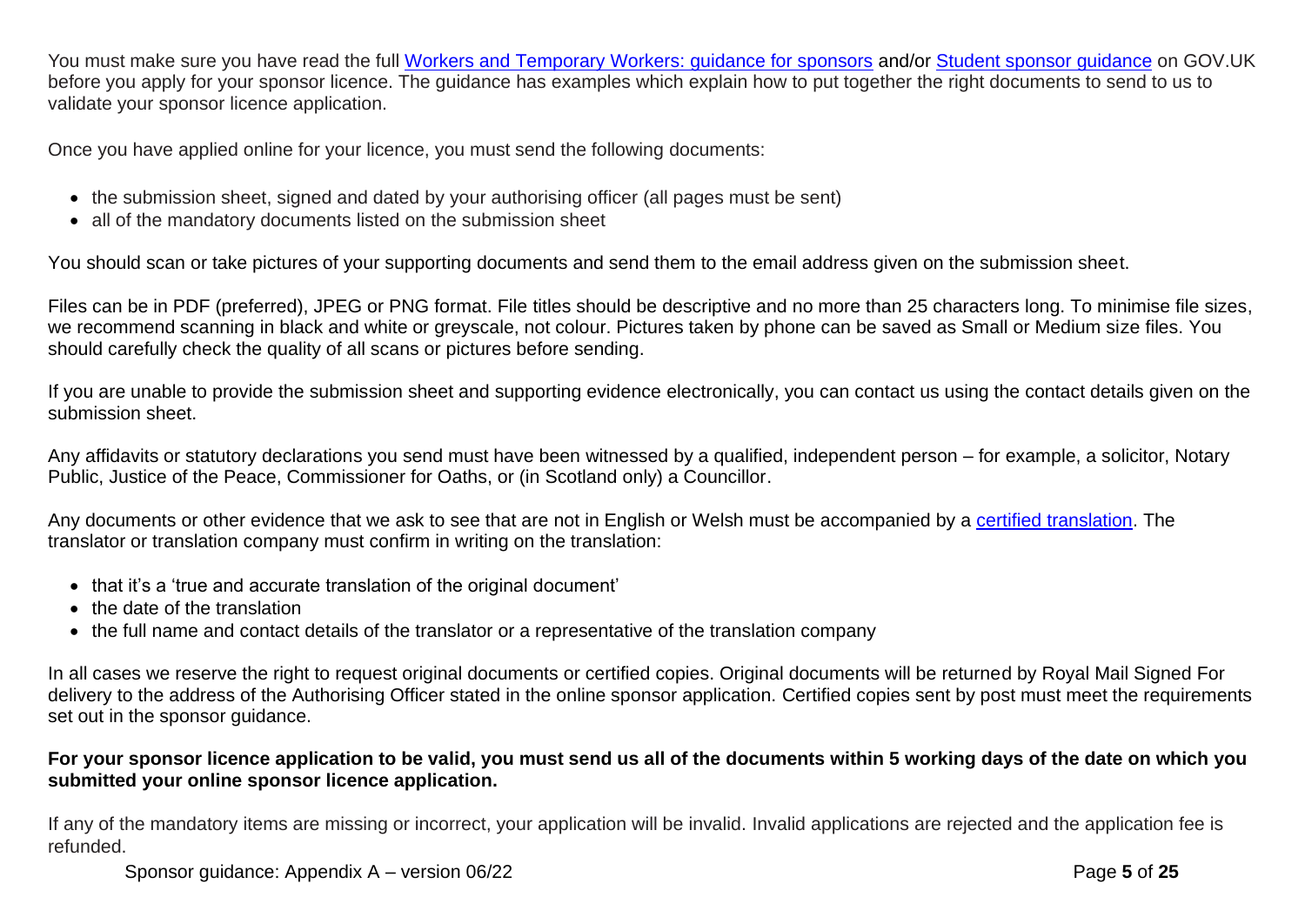You must make sure you have read the full [Workers and Temporary Workers: guidance for sponsors] and/or [Student sponsor guidance] on GOV.UK before you apply for your sponsor licence. The guidance has examples which explain how to put together the right documents to send to us to validate your sponsor licence application.

Once you have applied online for your licence, you must send the following documents:

- the submission sheet, signed and dated by your authorising officer (all pages must be sent)
- all of the mandatory documents listed on the submission sheet

You should scan or take pictures of your supporting documents and send them to the email address given on the submission sheet.

Files can be in PDF (preferred), JPEG or PNG format. File titles should be descriptive and no more than 25 characters long. To minimise file sizes, we recommend scanning in black and white or greyscale, not colour. Pictures taken by phone can be saved as Small or Medium size files. You should carefully check the quality of all scans or pictures before sending.

If you are unable to provide the submission sheet and supporting evidence electronically, you can contact us using the contact details given on the submission sheet.

Any affidavits or statutory declarations you send must have been witnessed by a qualified, independent person – for example, a solicitor, Notary Public, Justice of the Peace, Commissioner for Oaths, or (in Scotland only) a Councillor.

Any documents or other evidence that we ask to see that are not in English or Welsh must be accompanied by a [certified translation]. The translator or translation company must confirm in writing on the translation:

- that it's a 'true and accurate translation of the original document'
- the date of the translation
- the full name and contact details of the translator or a representative of the translation company

In all cases we reserve the right to request original documents or certified copies. Original documents will be returned by Royal Mail Signed For delivery to the address of the Authorising Officer stated in the online sponsor application. Certified copies sent by post must meet the requirements set out in the sponsor guidance.

**For your sponsor licence application to be valid, you must send us all of the documents within 5 working days of the date on which you submitted your online sponsor licence application.**

If any of the mandatory items are missing or incorrect, your application will be invalid. Invalid applications are rejected and the application fee is refunded.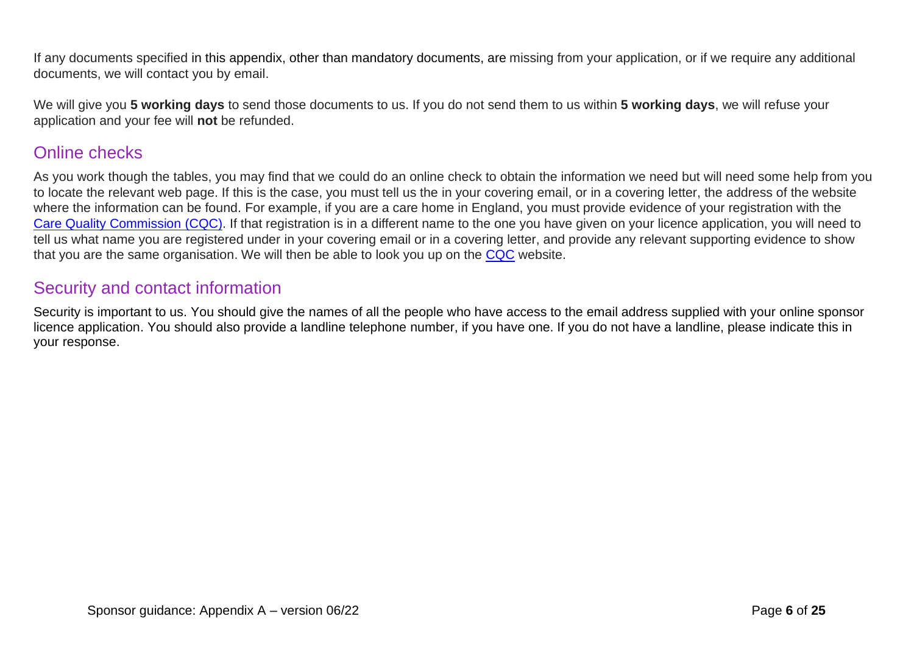If any documents specified in this appendix, other than mandatory documents, are missing from your application, or if we require any additional documents, we will contact you by email.

We will give you **5 working days** to send those documents to us. If you do not send them to us within **5 working days**, we will refuse your application and your fee will **not** be refunded.

## Online checks

As you work though the tables, you may find that we could do an online check to obtain the information we need but will need some help from you to locate the relevant web page. If this is the case, you must tell us the in your covering email, or in a covering letter, the address of the website where the information can be found. For example, if you are a care home in England, you must provide evidence of your registration with the Care Quality Commission (CQC). If that registration is in a different name to the one you have given on your licence application, you will need to tell us what name you are registered under in your covering email or in a covering letter, and provide any relevant supporting evidence to show that you are the same organisation. We will then be able to look you up on the CQC website.

## Security and contact information

Security is important to us. You should give the names of all the people who have access to the email address supplied with your online sponsor licence application. You should also provide a landline telephone number, if you have one. If you do not have a landline, please indicate this in your response.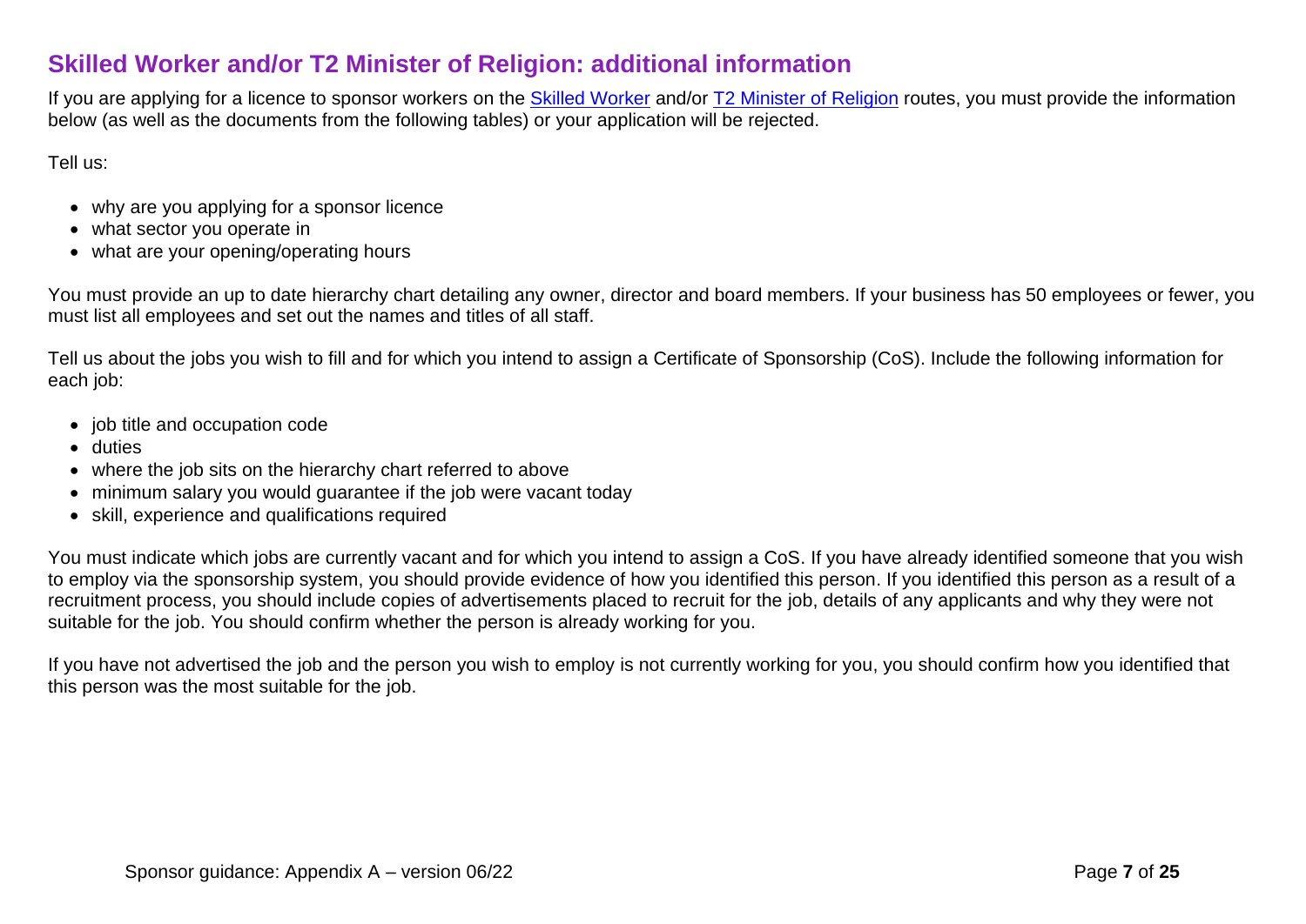## Skilled Worker and/or T2 Minister of Religion: additional information

If you are applying for a licence to sponsor workers on the Skilled Worker and/or T2 Minister of Religion routes, you must provide the information below (as well as the documents from the following tables) or your application will be rejected.

Tell us:

- why are you applying for a sponsor licence
- what sector you operate in
- what are your opening/operating hours

You must provide an up to date hierarchy chart detailing any owner, director and board members. If your business has 50 employees or fewer, you must list all employees and set out the names and titles of all staff.

Tell us about the jobs you wish to fill and for which you intend to assign a Certificate of Sponsorship (CoS). Include the following information for each job:

- job title and occupation code
- duties
- where the job sits on the hierarchy chart referred to above
- minimum salary you would guarantee if the job were vacant today
- skill, experience and qualifications required

You must indicate which jobs are currently vacant and for which you intend to assign a CoS. If you have already identified someone that you wish to employ via the sponsorship system, you should provide evidence of how you identified this person. If you identified this person as a result of a recruitment process, you should include copies of advertisements placed to recruit for the job, details of any applicants and why they were not suitable for the job. You should confirm whether the person is already working for you.

If you have not advertised the job and the person you wish to employ is not currently working for you, you should confirm how you identified that this person was the most suitable for the job.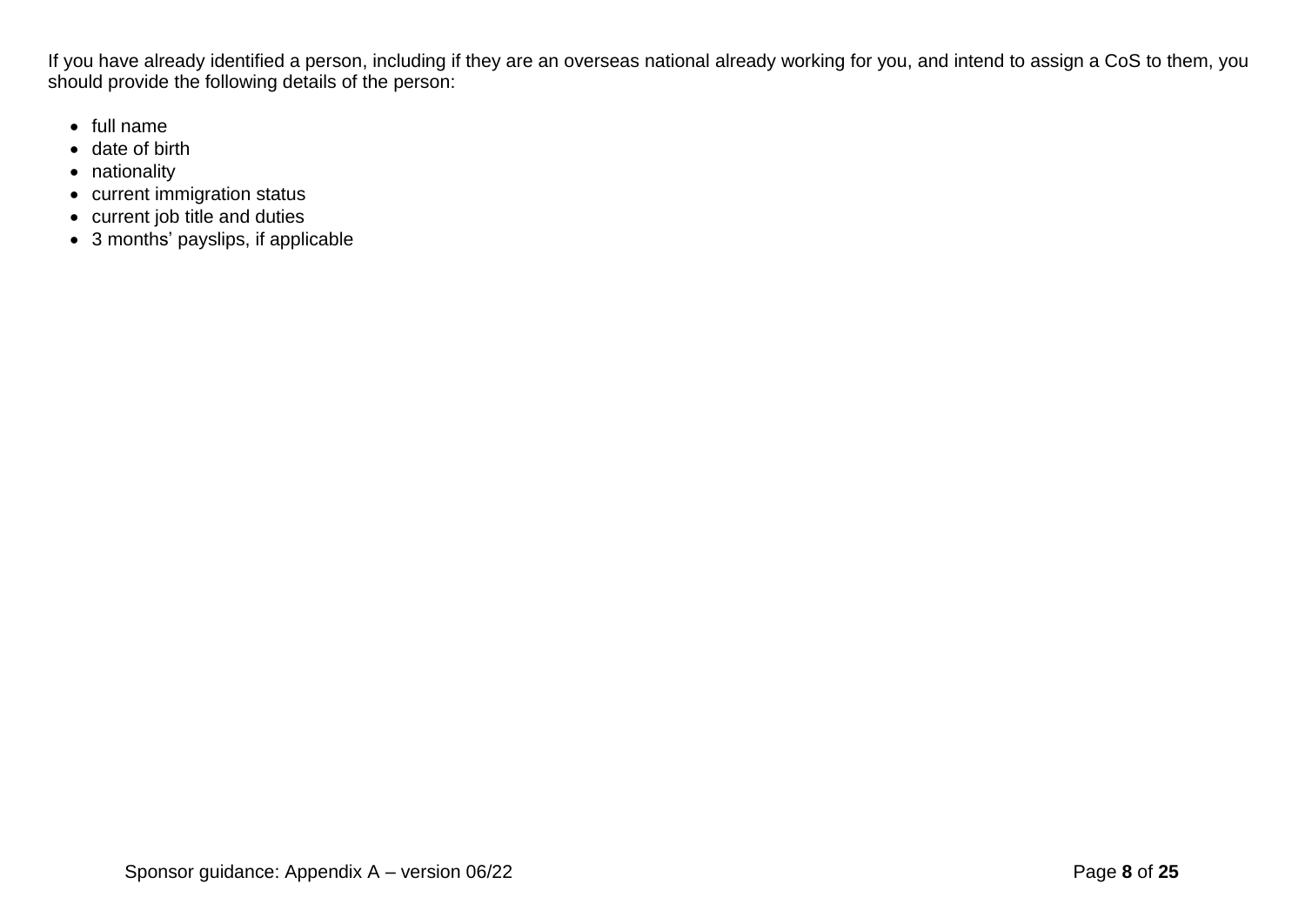If you have already identified a person, including if they are an overseas national already working for you, and intend to assign a CoS to them, you should provide the following details of the person:

- full name
- date of birth
- nationality
- current immigration status
- current job title and duties
- 3 months' payslips, if applicable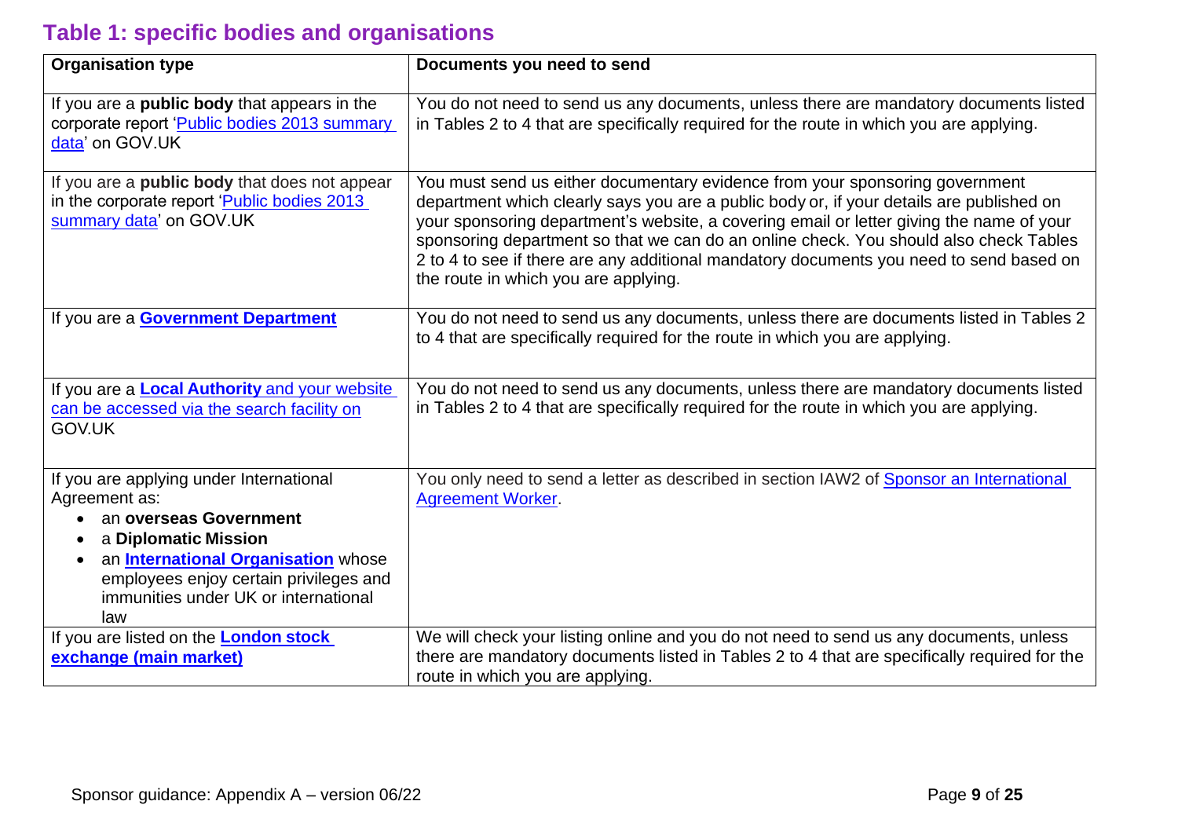## Table 1: specific bodies and organisations

| Organisation type | Documents you need to send |
|---|---|
| If you are a **public body** that appears in the corporate report 'Public bodies 2013 summary data' on GOV.UK | You do not need to send us any documents, unless there are mandatory documents listed in Tables 2 to 4 that are specifically required for the route in which you are applying. |
| If you are a **public body** that does not appear in the corporate report 'Public bodies 2013 summary data' on GOV.UK | You must send us either documentary evidence from your sponsoring government department which clearly says you are a public body or, if your details are published on your sponsoring department's website, a covering email or letter giving the name of your sponsoring department so that we can do an online check. You should also check Tables 2 to 4 to see if there are any additional mandatory documents you need to send based on the route in which you are applying. |
| If you are a **Government Department** | You do not need to send us any documents, unless there are documents listed in Tables 2 to 4 that are specifically required for the route in which you are applying. |
| If you are a **Local Authority** and your website can be accessed via the search facility on GOV.UK | You do not need to send us any documents, unless there are mandatory documents listed in Tables 2 to 4 that are specifically required for the route in which you are applying. |
| If you are applying under International Agreement as:<br>• an **overseas Government**<br>• a **Diplomatic Mission**<br>• an **International Organisation** whose employees enjoy certain privileges and immunities under UK or international law | You only need to send a letter as described in section IAW2 of Sponsor an International Agreement Worker. |
| If you are listed on the **London stock exchange (main market)** | We will check your listing online and you do not need to send us any documents, unless there are mandatory documents listed in Tables 2 to 4 that are specifically required for the route in which you are applying. |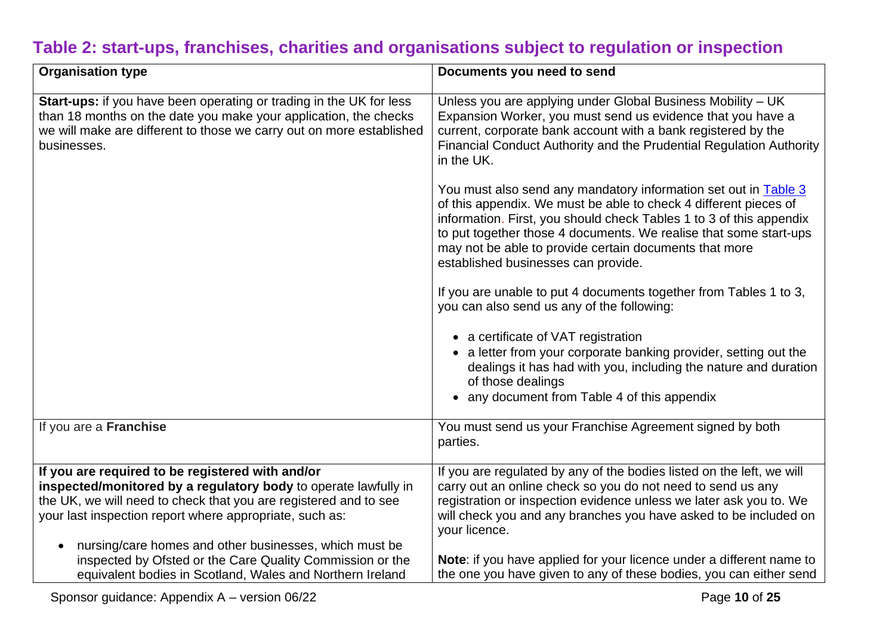## Table 2: start-ups, franchises, charities and organisations subject to regulation or inspection

| Organisation type | Documents you need to send |
|---|---|
| **Start-ups:** if you have been operating or trading in the UK for less than 18 months on the date you make your application, the checks we will make are different to those we carry out on more established businesses. | Unless you are applying under Global Business Mobility – UK Expansion Worker, you must send us evidence that you have a current, corporate bank account with a bank registered by the Financial Conduct Authority and the Prudential Regulation Authority in the UK.<br><br>You must also send any mandatory information set out in Table 3 of this appendix. We must be able to check 4 different pieces of information. First, you should check Tables 1 to 3 of this appendix to put together those 4 documents. We realise that some start-ups may not be able to provide certain documents that more established businesses can provide.<br><br>If you are unable to put 4 documents together from Tables 1 to 3, you can also send us any of the following:<br><br>• a certificate of VAT registration<br>• a letter from your corporate banking provider, setting out the dealings it has had with you, including the nature and duration of those dealings<br>• any document from Table 4 of this appendix |
| If you are a **Franchise** | You must send us your Franchise Agreement signed by both parties. |
| **If you are required to be registered with and/or inspected/monitored by a regulatory body** to operate lawfully in the UK, we will need to check that you are registered and to see your last inspection report where appropriate, such as:<br><br>• nursing/care homes and other businesses, which must be inspected by Ofsted or the Care Quality Commission or the equivalent bodies in Scotland, Wales and Northern Ireland | If you are regulated by any of the bodies listed on the left, we will carry out an online check so you do not need to send us any registration or inspection evidence unless we later ask you to. We will check you and any branches you have asked to be included on your licence.<br><br>**Note**: if you have applied for your licence under a different name to the one you have given to any of these bodies, you can either send |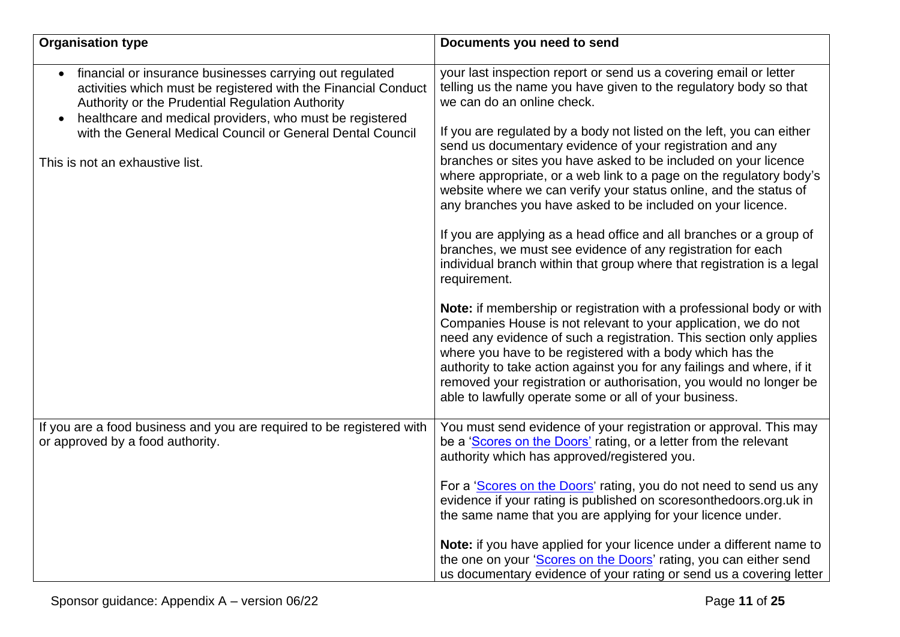| Organisation type | Documents you need to send |
| --- | --- |
| • financial or insurance businesses carrying out regulated activities which must be registered with the Financial Conduct Authority or the Prudential Regulation Authority<br>• healthcare and medical providers, who must be registered with the General Medical Council or General Dental Council<br><br>This is not an exhaustive list. | your last inspection report or send us a covering email or letter telling us the name you have given to the regulatory body so that we can do an online check.<br><br>If you are regulated by a body not listed on the left, you can either send us documentary evidence of your registration and any branches or sites you have asked to be included on your licence where appropriate, or a web link to a page on the regulatory body's website where we can verify your status online, and the status of any branches you have asked to be included on your licence.<br><br>If you are applying as a head office and all branches or a group of branches, we must see evidence of any registration for each individual branch within that group where that registration is a legal requirement.<br><br>**Note:** if membership or registration with a professional body or with Companies House is not relevant to your application, we do not need any evidence of such a registration. This section only applies where you have to be registered with a body which has the authority to take action against you for any failings and where, if it removed your registration or authorisation, you would no longer be able to lawfully operate some or all of your business. |
| If you are a food business and you are required to be registered with or approved by a food authority. | You must send evidence of your registration or approval. This may be a 'Scores on the Doors' rating, or a letter from the relevant authority which has approved/registered you.<br><br>For a 'Scores on the Doors' rating, you do not need to send us any evidence if your rating is published on scoresonthedoors.org.uk in the same name that you are applying for your licence under.<br><br>**Note:** if you have applied for your licence under a different name to the one on your 'Scores on the Doors' rating, you can either send us documentary evidence of your rating or send us a covering letter |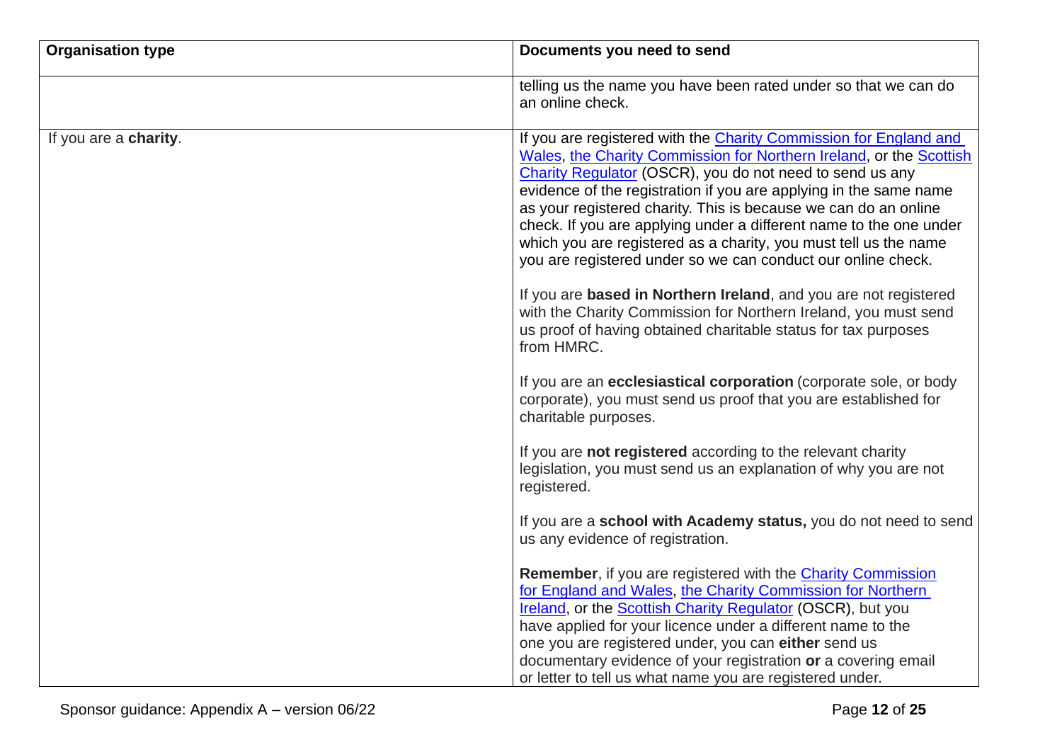| Organisation type | Documents you need to send |
| --- | --- |
| | telling us the name you have been rated under so that we can do an online check. |
| If you are a **charity**. | If you are registered with the [Charity Commission for England and Wales](), [the Charity Commission for Northern Ireland](), or the [Scottish Charity Regulator]() (OSCR), you do not need to send us any evidence of the registration if you are applying in the same name as your registered charity. This is because we can do an online check. If you are applying under a different name to the one under which you are registered as a charity, you must tell us the name you are registered under so we can conduct our online check.<br><br>If you are **based in Northern Ireland**, and you are not registered with the Charity Commission for Northern Ireland, you must send us proof of having obtained charitable status for tax purposes from HMRC.<br><br>If you are an **ecclesiastical corporation** (corporate sole, or body corporate), you must send us proof that you are established for charitable purposes.<br><br>If you are **not registered** according to the relevant charity legislation, you must send us an explanation of why you are not registered.<br><br>If you are a **school with Academy status,** you do not need to send us any evidence of registration.<br><br>**Remember**, if you are registered with the [Charity Commission for England and Wales](), [the Charity Commission for Northern Ireland](), or the [Scottish Charity Regulator]() (OSCR), but you have applied for your licence under a different name to the one you are registered under, you can **either** send us documentary evidence of your registration **or** a covering email or letter to tell us what name you are registered under. |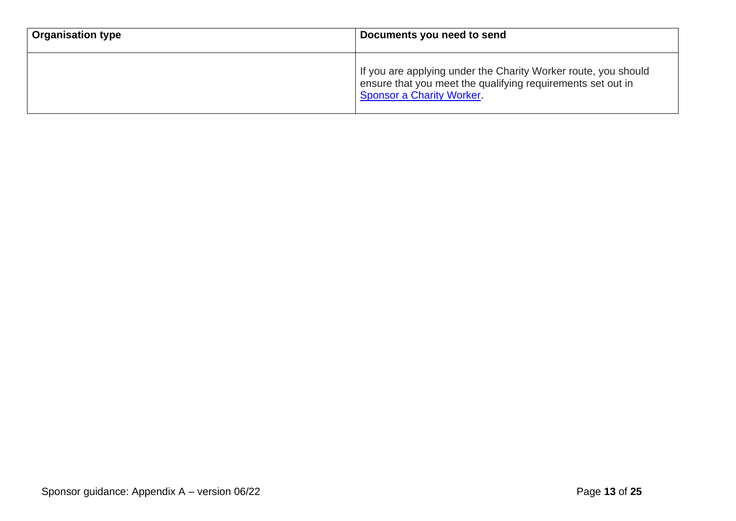| Organisation type | Documents you need to send |
| --- | --- |
| | If you are applying under the Charity Worker route, you should ensure that you meet the qualifying requirements set out in [Sponsor a Charity Worker]. |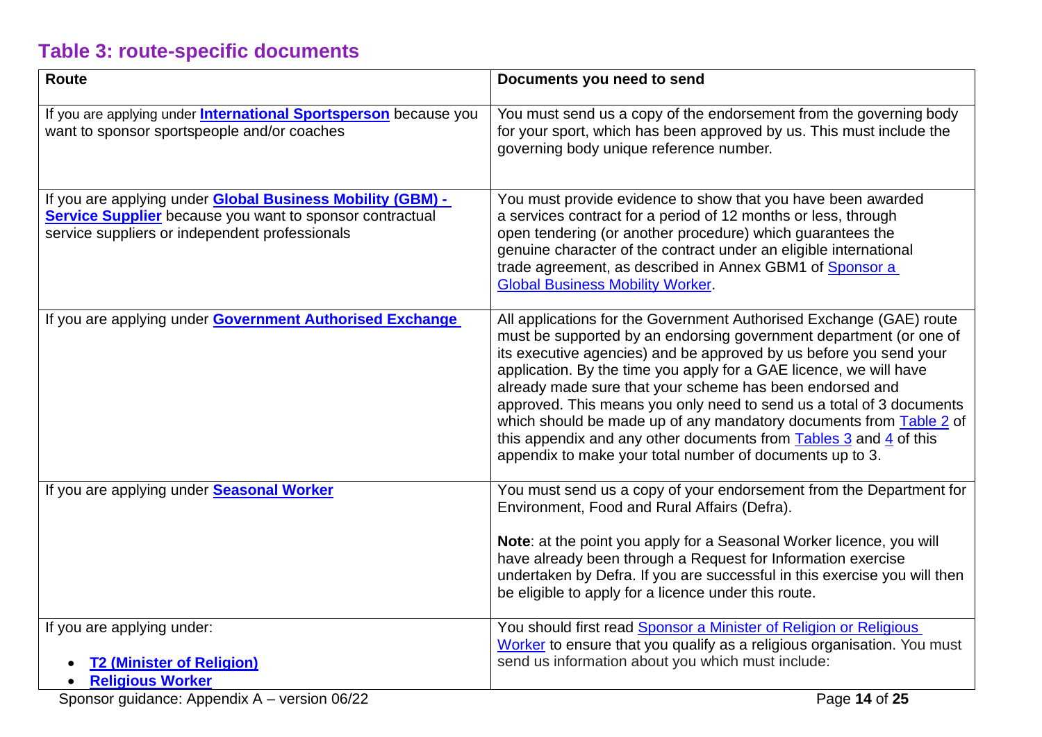## Table 3: route-specific documents

| Route | Documents you need to send |
|---|---|
| If you are applying under **International Sportsperson** because you want to sponsor sportspeople and/or coaches | You must send us a copy of the endorsement from the governing body for your sport, which has been approved by us. This must include the governing body unique reference number. |
| If you are applying under **Global Business Mobility (GBM) - Service Supplier** because you want to sponsor contractual service suppliers or independent professionals | You must provide evidence to show that you have been awarded a services contract for a period of 12 months or less, through open tendering (or another procedure) which guarantees the genuine character of the contract under an eligible international trade agreement, as described in Annex GBM1 of Sponsor a Global Business Mobility Worker. |
| If you are applying under **Government Authorised Exchange** | All applications for the Government Authorised Exchange (GAE) route must be supported by an endorsing government department (or one of its executive agencies) and be approved by us before you send your application. By the time you apply for a GAE licence, we will have already made sure that your scheme has been endorsed and approved. This means you only need to send us a total of 3 documents which should be made up of any mandatory documents from Table 2 of this appendix and any other documents from Tables 3 and 4 of this appendix to make your total number of documents up to 3. |
| If you are applying under **Seasonal Worker** | You must send us a copy of your endorsement from the Department for Environment, Food and Rural Affairs (Defra).<br><br>**Note**: at the point you apply for a Seasonal Worker licence, you will have already been through a Request for Information exercise undertaken by Defra. If you are successful in this exercise you will then be eligible to apply for a licence under this route. |
| If you are applying under:<br><br>• **T2 (Minister of Religion)**<br>• **Religious Worker** | You should first read Sponsor a Minister of Religion or Religious Worker to ensure that you qualify as a religious organisation. You must send us information about you which must include: |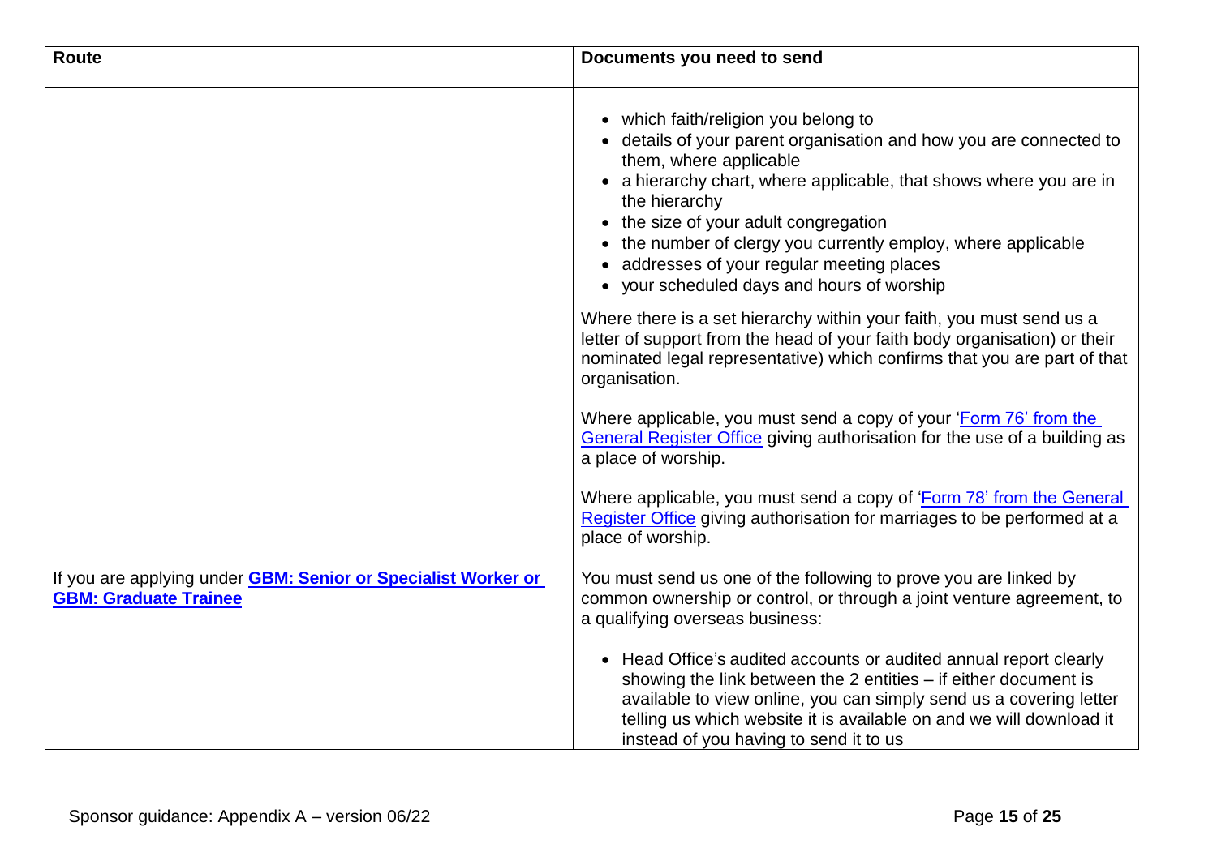| Route | Documents you need to send |
| --- | --- |
| | • which faith/religion you belong to<br>• details of your parent organisation and how you are connected to them, where applicable<br>• a hierarchy chart, where applicable, that shows where you are in the hierarchy<br>• the size of your adult congregation<br>• the number of clergy you currently employ, where applicable<br>• addresses of your regular meeting places<br>• your scheduled days and hours of worship<br><br>Where there is a set hierarchy within your faith, you must send us a letter of support from the head of your faith body organisation) or their nominated legal representative) which confirms that you are part of that organisation.<br><br>Where applicable, you must send a copy of your 'Form 76' from the General Register Office giving authorisation for the use of a building as a place of worship.<br><br>Where applicable, you must send a copy of 'Form 78' from the General Register Office giving authorisation for marriages to be performed at a place of worship. |
| If you are applying under **GBM: Senior or Specialist Worker or GBM: Graduate Trainee** | You must send us one of the following to prove you are linked by common ownership or control, or through a joint venture agreement, to a qualifying overseas business:<br><br>• Head Office's audited accounts or audited annual report clearly showing the link between the 2 entities – if either document is available to view online, you can simply send us a covering letter telling us which website it is available on and we will download it instead of you having to send it to us |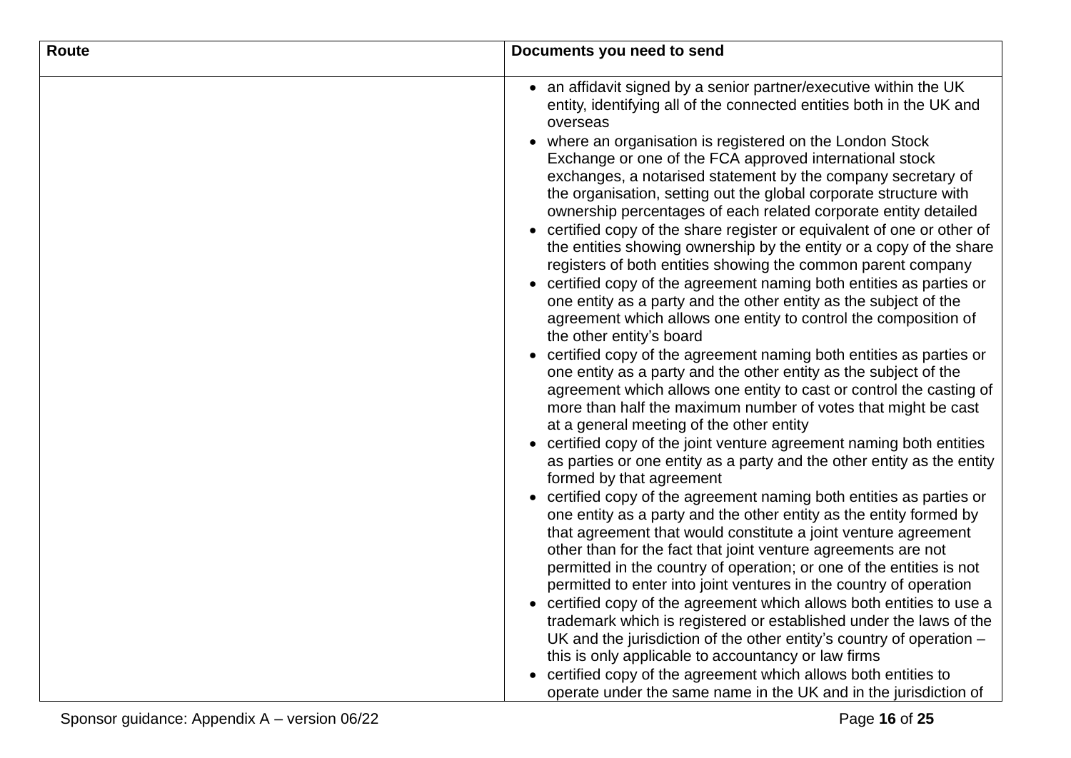| Route | Documents you need to send |
| --- | --- |
| | • an affidavit signed by a senior partner/executive within the UK entity, identifying all of the connected entities both in the UK and overseas<br>• where an organisation is registered on the London Stock Exchange or one of the FCA approved international stock exchanges, a notarised statement by the company secretary of the organisation, setting out the global corporate structure with ownership percentages of each related corporate entity detailed<br>• certified copy of the share register or equivalent of one or other of the entities showing ownership by the entity or a copy of the share registers of both entities showing the common parent company<br>• certified copy of the agreement naming both entities as parties or one entity as a party and the other entity as the subject of the agreement which allows one entity to control the composition of the other entity's board<br>• certified copy of the agreement naming both entities as parties or one entity as a party and the other entity as the subject of the agreement which allows one entity to cast or control the casting of more than half the maximum number of votes that might be cast at a general meeting of the other entity<br>• certified copy of the joint venture agreement naming both entities as parties or one entity as a party and the other entity as the entity formed by that agreement<br>• certified copy of the agreement naming both entities as parties or one entity as a party and the other entity as the entity formed by that agreement that would constitute a joint venture agreement other than for the fact that joint venture agreements are not permitted in the country of operation; or one of the entities is not permitted to enter into joint ventures in the country of operation<br>• certified copy of the agreement which allows both entities to use a trademark which is registered or established under the laws of the UK and the jurisdiction of the other entity's country of operation – this is only applicable to accountancy or law firms<br>• certified copy of the agreement which allows both entities to operate under the same name in the UK and in the jurisdiction of |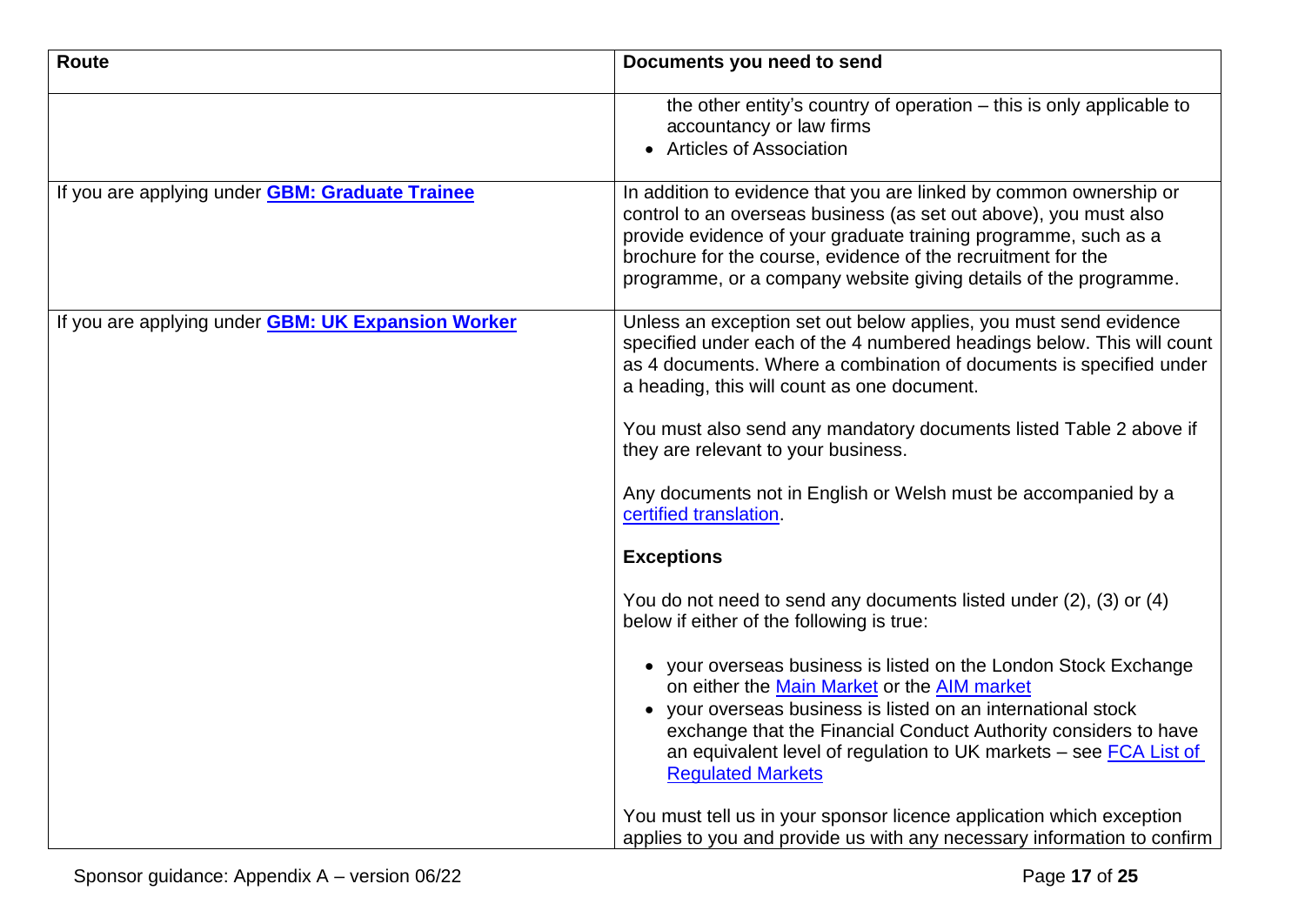| Route | Documents you need to send |
| --- | --- |
| | the other entity's country of operation – this is only applicable to accountancy or law firms<br>• Articles of Association |
| If you are applying under **GBM: Graduate Trainee** | In addition to evidence that you are linked by common ownership or control to an overseas business (as set out above), you must also provide evidence of your graduate training programme, such as a brochure for the course, evidence of the recruitment for the programme, or a company website giving details of the programme. |
| If you are applying under **GBM: UK Expansion Worker** | Unless an exception set out below applies, you must send evidence specified under each of the 4 numbered headings below. This will count as 4 documents. Where a combination of documents is specified under a heading, this will count as one document.<br><br>You must also send any mandatory documents listed Table 2 above if they are relevant to your business.<br><br>Any documents not in English or Welsh must be accompanied by a certified translation.<br><br>**Exceptions**<br><br>You do not need to send any documents listed under (2), (3) or (4) below if either of the following is true:<br><br>• your overseas business is listed on the London Stock Exchange on either the Main Market or the AIM market<br>• your overseas business is listed on an international stock exchange that the Financial Conduct Authority considers to have an equivalent level of regulation to UK markets – see FCA List of Regulated Markets<br><br>You must tell us in your sponsor licence application which exception applies to you and provide us with any necessary information to confirm |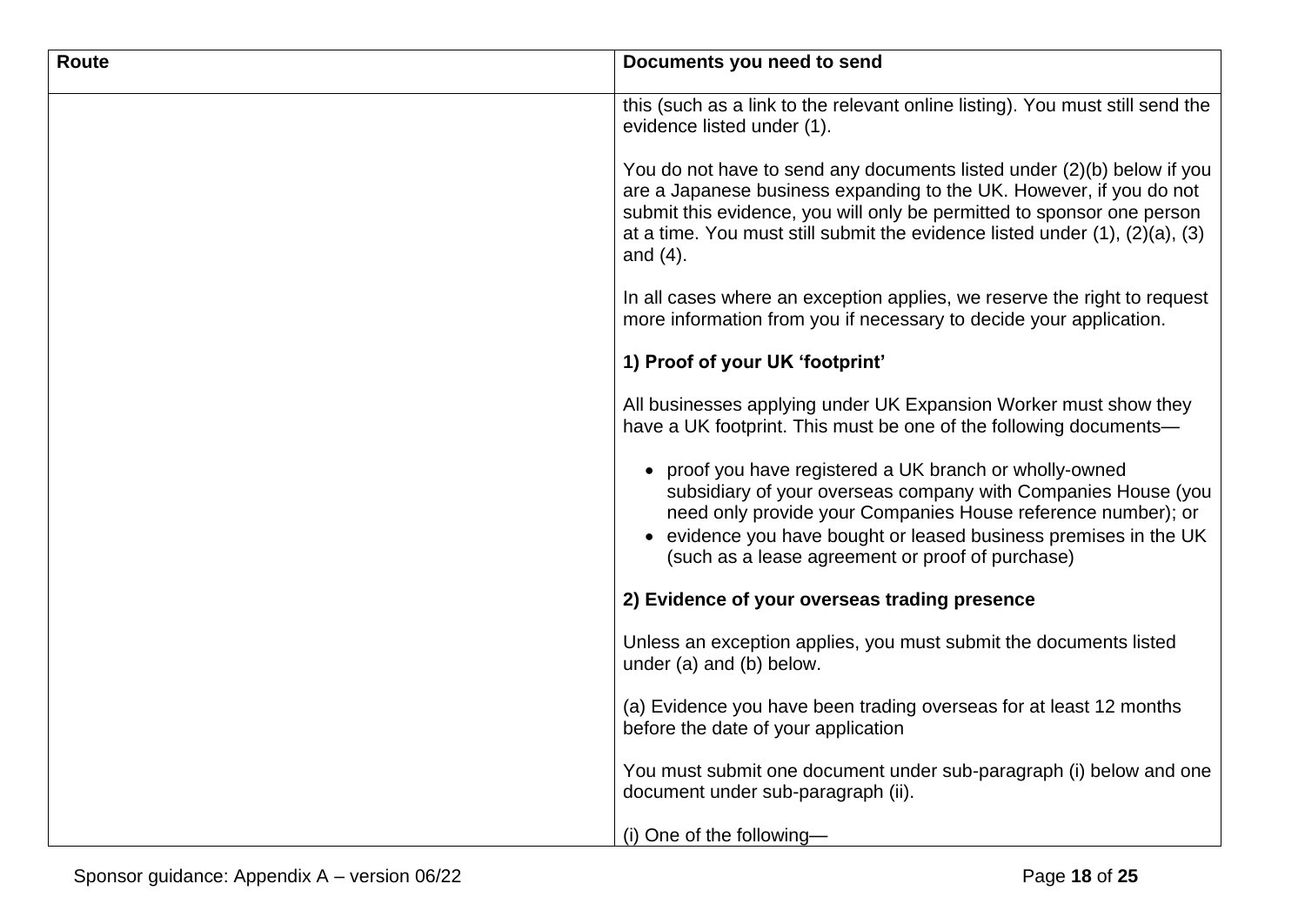| Route | Documents you need to send |
| --- | --- |
| | this (such as a link to the relevant online listing). You must still send the evidence listed under (1).<br><br>You do not have to send any documents listed under (2)(b) below if you are a Japanese business expanding to the UK. However, if you do not submit this evidence, you will only be permitted to sponsor one person at a time. You must still submit the evidence listed under (1), (2)(a), (3) and (4).<br><br>In all cases where an exception applies, we reserve the right to request more information from you if necessary to decide your application.<br><br>**1) Proof of your UK 'footprint'**<br><br>All businesses applying under UK Expansion Worker must show they have a UK footprint. This must be one of the following documents—<br><br>• proof you have registered a UK branch or wholly-owned subsidiary of your overseas company with Companies House (you need only provide your Companies House reference number); or<br>• evidence you have bought or leased business premises in the UK (such as a lease agreement or proof of purchase)<br><br>**2) Evidence of your overseas trading presence**<br><br>Unless an exception applies, you must submit the documents listed under (a) and (b) below.<br><br>(a) Evidence you have been trading overseas for at least 12 months before the date of your application<br><br>You must submit one document under sub-paragraph (i) below and one document under sub-paragraph (ii).<br><br>(i) One of the following— |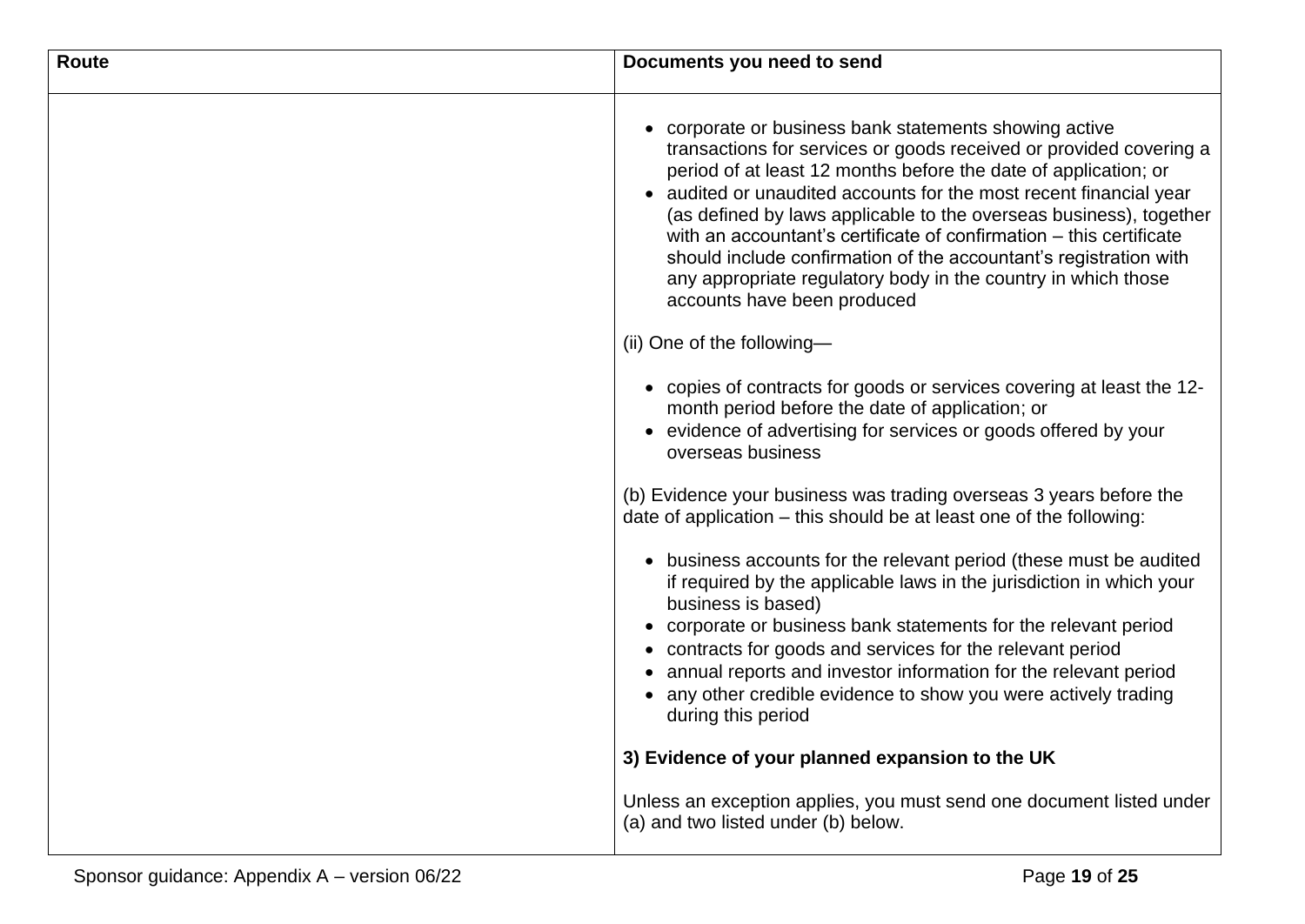| Route | Documents you need to send |
| --- | --- |
| | • corporate or business bank statements showing active transactions for services or goods received or provided covering a period of at least 12 months before the date of application; or<br>• audited or unaudited accounts for the most recent financial year (as defined by laws applicable to the overseas business), together with an accountant's certificate of confirmation – this certificate should include confirmation of the accountant's registration with any appropriate regulatory body in the country in which those accounts have been produced<br><br>(ii) One of the following—<br><br>• copies of contracts for goods or services covering at least the 12-month period before the date of application; or<br>• evidence of advertising for services or goods offered by your overseas business<br><br>(b) Evidence your business was trading overseas 3 years before the date of application – this should be at least one of the following:<br><br>• business accounts for the relevant period (these must be audited if required by the applicable laws in the jurisdiction in which your business is based)<br>• corporate or business bank statements for the relevant period<br>• contracts for goods and services for the relevant period<br>• annual reports and investor information for the relevant period<br>• any other credible evidence to show you were actively trading during this period<br><br>**3) Evidence of your planned expansion to the UK**<br><br>Unless an exception applies, you must send one document listed under (a) and two listed under (b) below. |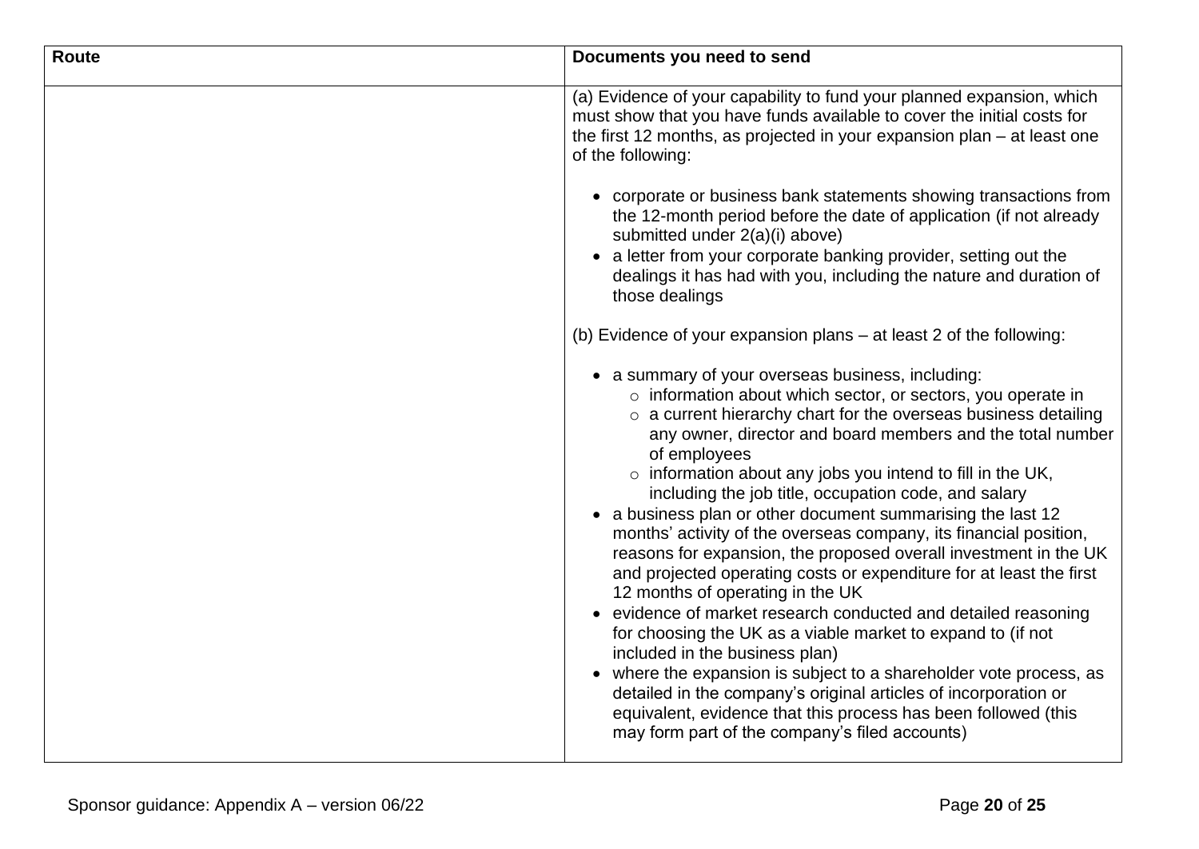| Route | Documents you need to send |
|---|---|
| | (a) Evidence of your capability to fund your planned expansion, which must show that you have funds available to cover the initial costs for the first 12 months, as projected in your expansion plan – at least one of the following:<br><br>• corporate or business bank statements showing transactions from the 12-month period before the date of application (if not already submitted under 2(a)(i) above)<br>• a letter from your corporate banking provider, setting out the dealings it has had with you, including the nature and duration of those dealings<br><br>(b) Evidence of your expansion plans – at least 2 of the following:<br><br>• a summary of your overseas business, including:<br>&nbsp;&nbsp;&nbsp;&nbsp;○ information about which sector, or sectors, you operate in<br>&nbsp;&nbsp;&nbsp;&nbsp;○ a current hierarchy chart for the overseas business detailing any owner, director and board members and the total number of employees<br>&nbsp;&nbsp;&nbsp;&nbsp;○ information about any jobs you intend to fill in the UK, including the job title, occupation code, and salary<br>• a business plan or other document summarising the last 12 months' activity of the overseas company, its financial position, reasons for expansion, the proposed overall investment in the UK and projected operating costs or expenditure for at least the first 12 months of operating in the UK<br>• evidence of market research conducted and detailed reasoning for choosing the UK as a viable market to expand to (if not included in the business plan)<br>• where the expansion is subject to a shareholder vote process, as detailed in the company's original articles of incorporation or equivalent, evidence that this process has been followed (this may form part of the company's filed accounts) |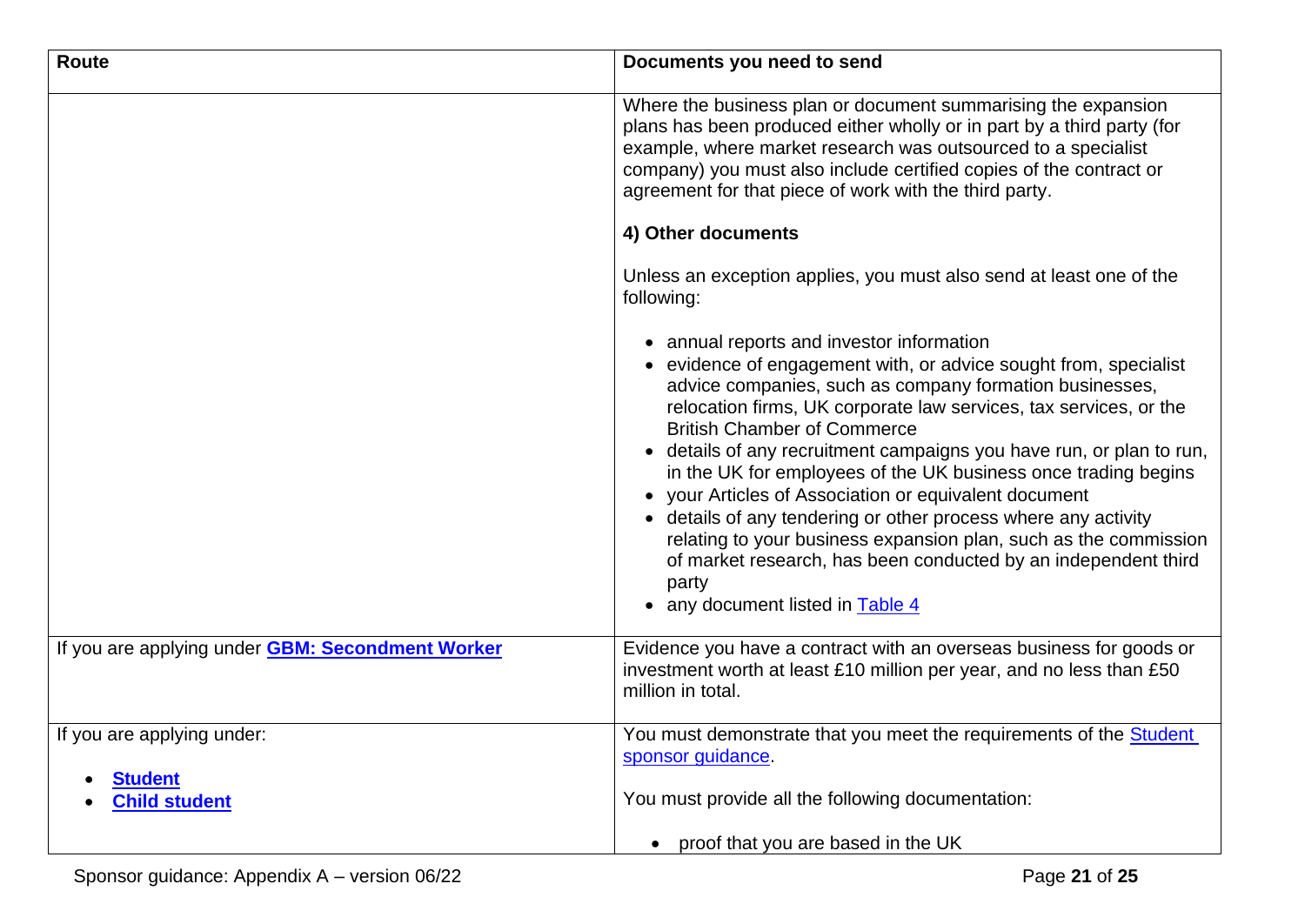| Route | Documents you need to send |
|---|---|
| | Where the business plan or document summarising the expansion plans has been produced either wholly or in part by a third party (for example, where market research was outsourced to a specialist company) you must also include certified copies of the contract or agreement for that piece of work with the third party.<br><br>**4) Other documents**<br><br>Unless an exception applies, you must also send at least one of the following:<br><br>• annual reports and investor information<br>• evidence of engagement with, or advice sought from, specialist advice companies, such as company formation businesses, relocation firms, UK corporate law services, tax services, or the British Chamber of Commerce<br>• details of any recruitment campaigns you have run, or plan to run, in the UK for employees of the UK business once trading begins<br>• your Articles of Association or equivalent document<br>• details of any tendering or other process where any activity relating to your business expansion plan, such as the commission of market research, has been conducted by an independent third party<br>• any document listed in Table 4 |
| If you are applying under **GBM: Secondment Worker** | Evidence you have a contract with an overseas business for goods or investment worth at least £10 million per year, and no less than £50 million in total. |
| If you are applying under:<br><br>• **Student**<br>• **Child student** | You must demonstrate that you meet the requirements of the Student sponsor guidance.<br><br>You must provide all the following documentation:<br><br>• proof that you are based in the UK |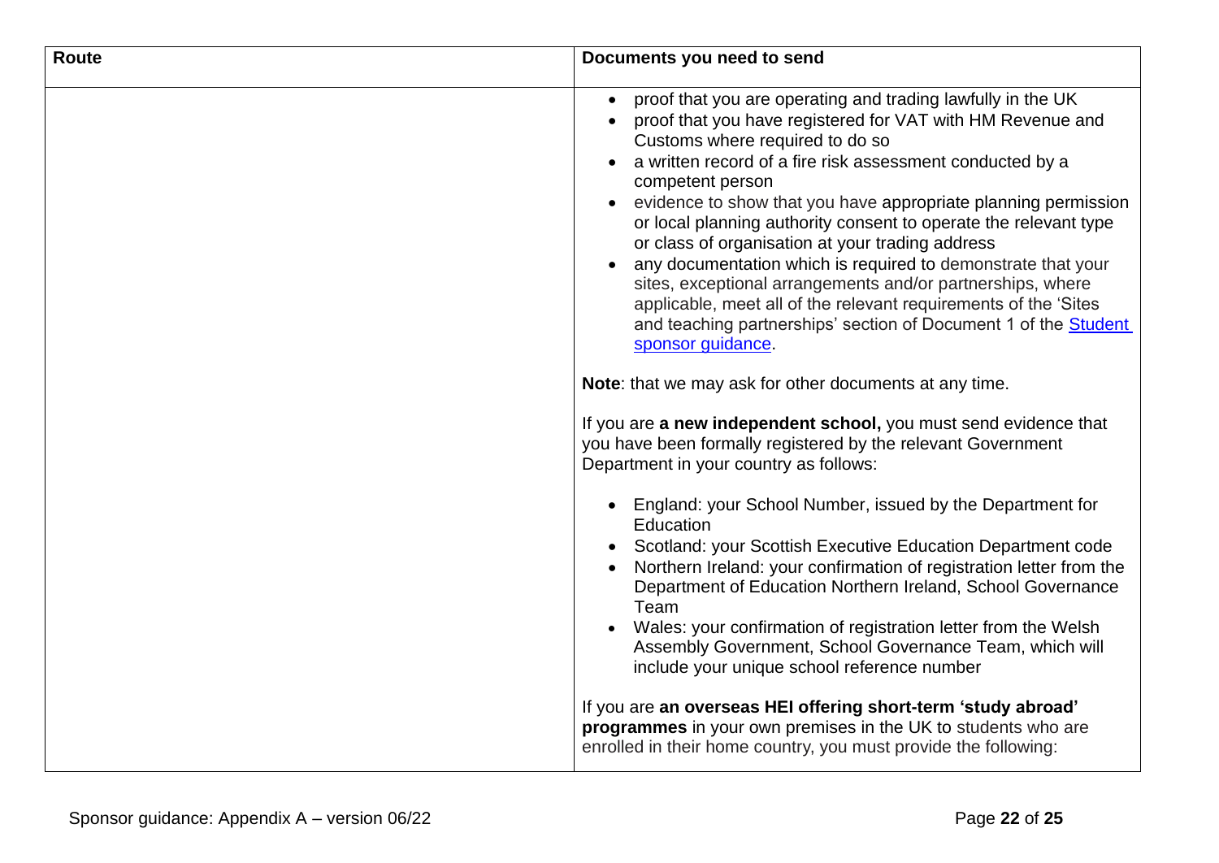| Route | Documents you need to send |
| --- | --- |
| | <ul><li>proof that you are operating and trading lawfully in the UK</li><li>proof that you have registered for VAT with HM Revenue and Customs where required to do so</li><li>a written record of a fire risk assessment conducted by a competent person</li><li>evidence to show that you have appropriate planning permission or local planning authority consent to operate the relevant type or class of organisation at your trading address</li><li>any documentation which is required to demonstrate that your sites, exceptional arrangements and/or partnerships, where applicable, meet all of the relevant requirements of the 'Sites and teaching partnerships' section of Document 1 of the [Student sponsor guidance](#).</li></ul>**Note**: that we may ask for other documents at any time.<br><br>If you are **a new independent school,** you must send evidence that you have been formally registered by the relevant Government Department in your country as follows:<ul><li>England: your School Number, issued by the Department for Education</li><li>Scotland: your Scottish Executive Education Department code</li><li>Northern Ireland: your confirmation of registration letter from the Department of Education Northern Ireland, School Governance Team</li><li>Wales: your confirmation of registration letter from the Welsh Assembly Government, School Governance Team, which will include your unique school reference number</li></ul>If you are **an overseas HEI offering short-term 'study abroad' programmes** in your own premises in the UK to students who are enrolled in their home country, you must provide the following: |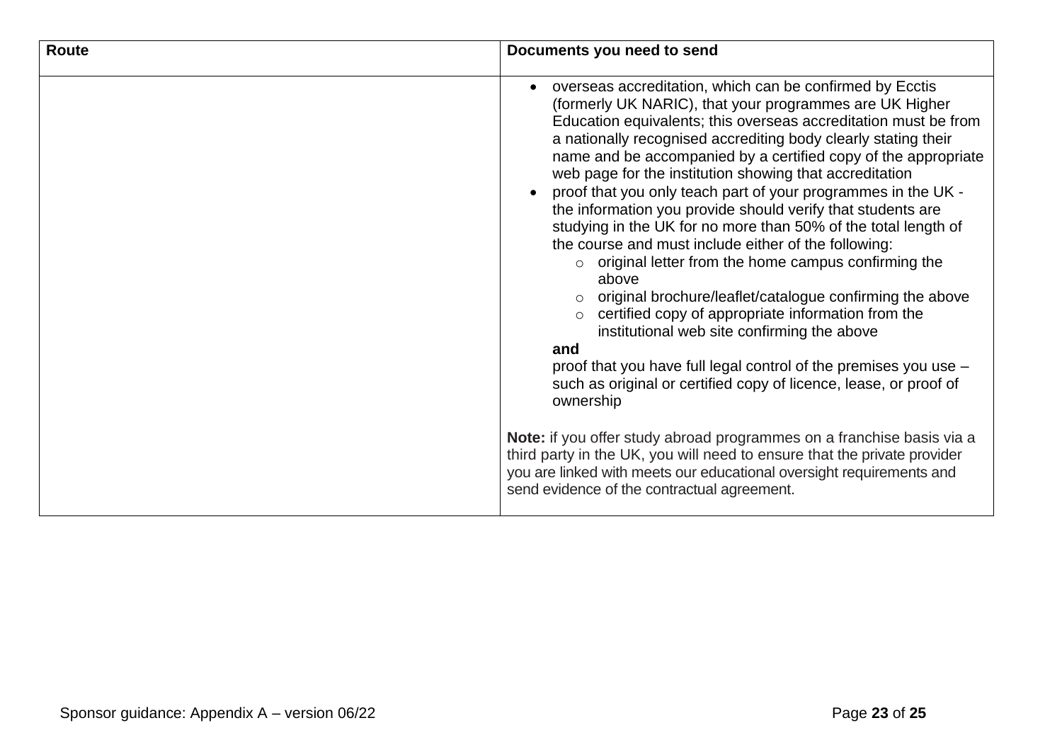| Route | Documents you need to send |
|---|---|
| | • overseas accreditation, which can be confirmed by Ecctis (formerly UK NARIC), that your programmes are UK Higher Education equivalents; this overseas accreditation must be from a nationally recognised accrediting body clearly stating their name and be accompanied by a certified copy of the appropriate web page for the institution showing that accreditation<br>• proof that you only teach part of your programmes in the UK - the information you provide should verify that students are studying in the UK for no more than 50% of the total length of the course and must include either of the following:<br>&nbsp;&nbsp;&nbsp;&nbsp;○ original letter from the home campus confirming the above<br>&nbsp;&nbsp;&nbsp;&nbsp;○ original brochure/leaflet/catalogue confirming the above<br>&nbsp;&nbsp;&nbsp;&nbsp;○ certified copy of appropriate information from the institutional web site confirming the above<br>**and**<br>proof that you have full legal control of the premises you use – such as original or certified copy of licence, lease, or proof of ownership<br><br>**Note:** if you offer study abroad programmes on a franchise basis via a third party in the UK, you will need to ensure that the private provider you are linked with meets our educational oversight requirements and send evidence of the contractual agreement. |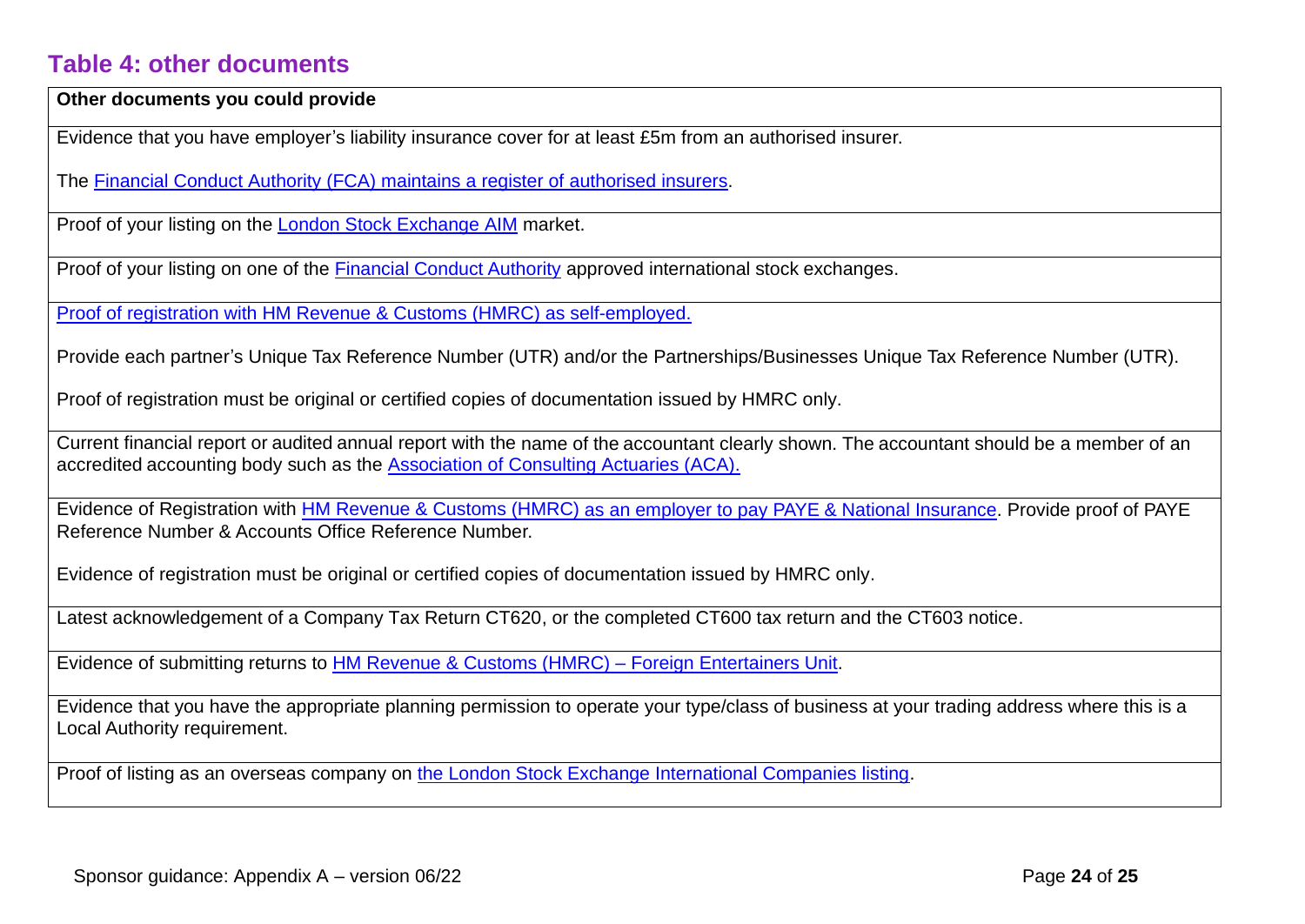## Table 4: other documents

| Other documents you could provide |
|---|
| Evidence that you have employer's liability insurance cover for at least £5m from an authorised insurer.<br><br>The Financial Conduct Authority (FCA) maintains a register of authorised insurers. |
| Proof of your listing on the London Stock Exchange AIM market. |
| Proof of your listing on one of the Financial Conduct Authority approved international stock exchanges. |
| Proof of registration with HM Revenue & Customs (HMRC) as self-employed.<br><br>Provide each partner's Unique Tax Reference Number (UTR) and/or the Partnerships/Businesses Unique Tax Reference Number (UTR).<br><br>Proof of registration must be original or certified copies of documentation issued by HMRC only. |
| Current financial report or audited annual report with the name of the accountant clearly shown. The accountant should be a member of an accredited accounting body such as the Association of Consulting Actuaries (ACA). |
| Evidence of Registration with HM Revenue & Customs (HMRC) as an employer to pay PAYE & National Insurance. Provide proof of PAYE Reference Number & Accounts Office Reference Number.<br><br>Evidence of registration must be original or certified copies of documentation issued by HMRC only. |
| Latest acknowledgement of a Company Tax Return CT620, or the completed CT600 tax return and the CT603 notice. |
| Evidence of submitting returns to HM Revenue & Customs (HMRC) – Foreign Entertainers Unit. |
| Evidence that you have the appropriate planning permission to operate your type/class of business at your trading address where this is a Local Authority requirement. |
| Proof of listing as an overseas company on the London Stock Exchange International Companies listing. |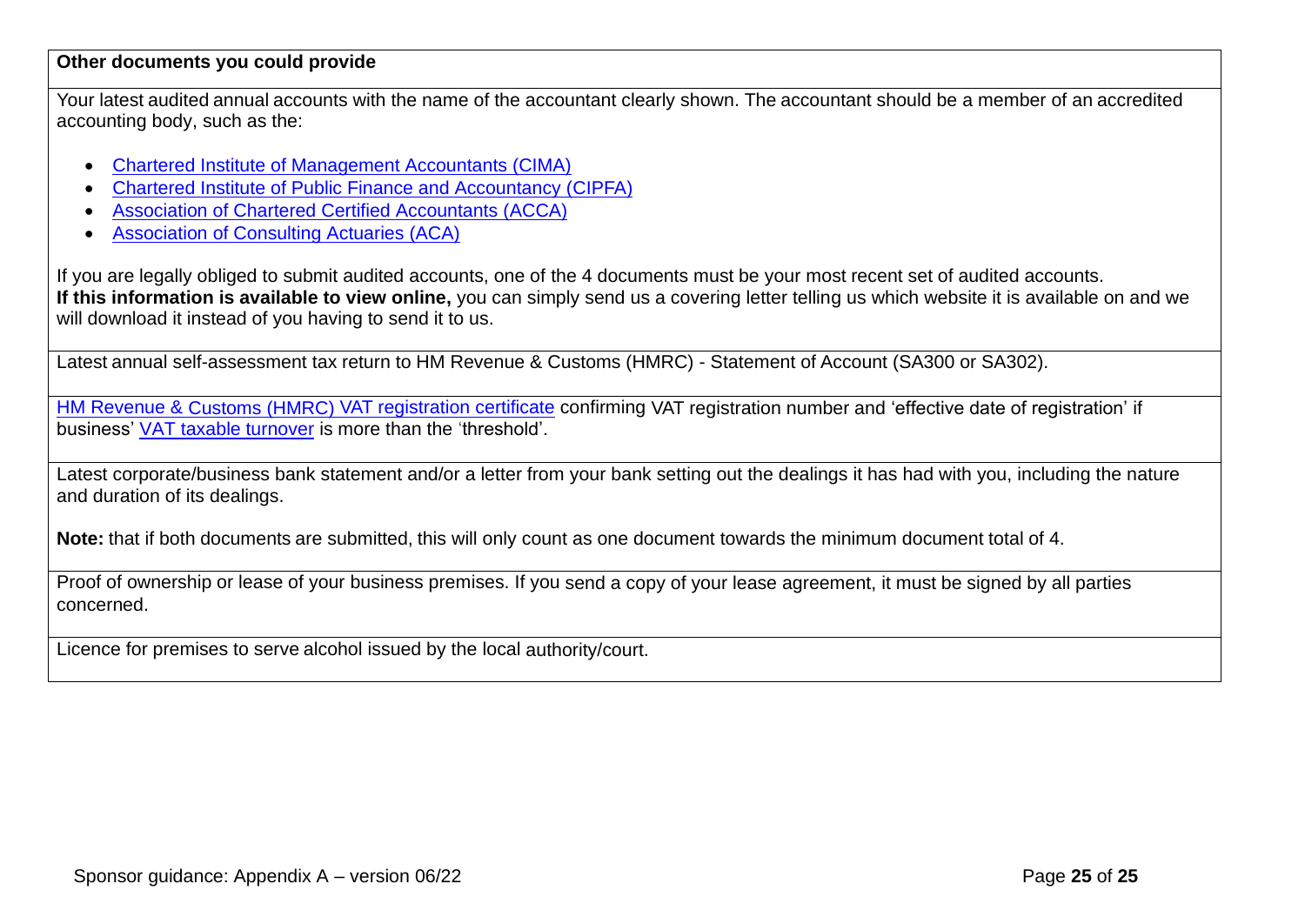| Other documents you could provide |
|---|
| Your latest audited annual accounts with the name of the accountant clearly shown. The accountant should be a member of an accredited accounting body, such as the:<br><br>• Chartered Institute of Management Accountants (CIMA)<br>• Chartered Institute of Public Finance and Accountancy (CIPFA)<br>• Association of Chartered Certified Accountants (ACCA)<br>• Association of Consulting Actuaries (ACA)<br><br>If you are legally obliged to submit audited accounts, one of the 4 documents must be your most recent set of audited accounts.<br>**If this information is available to view online,** you can simply send us a covering letter telling us which website it is available on and we will download it instead of you having to send it to us. |
| Latest annual self-assessment tax return to HM Revenue & Customs (HMRC) - Statement of Account (SA300 or SA302). |
| HM Revenue & Customs (HMRC) VAT registration certificate confirming VAT registration number and 'effective date of registration' if business' VAT taxable turnover is more than the 'threshold'. |
| Latest corporate/business bank statement and/or a letter from your bank setting out the dealings it has had with you, including the nature and duration of its dealings.<br><br>**Note:** that if both documents are submitted, this will only count as one document towards the minimum document total of 4. |
| Proof of ownership or lease of your business premises. If you send a copy of your lease agreement, it must be signed by all parties concerned. |
| Licence for premises to serve alcohol issued by the local authority/court. |